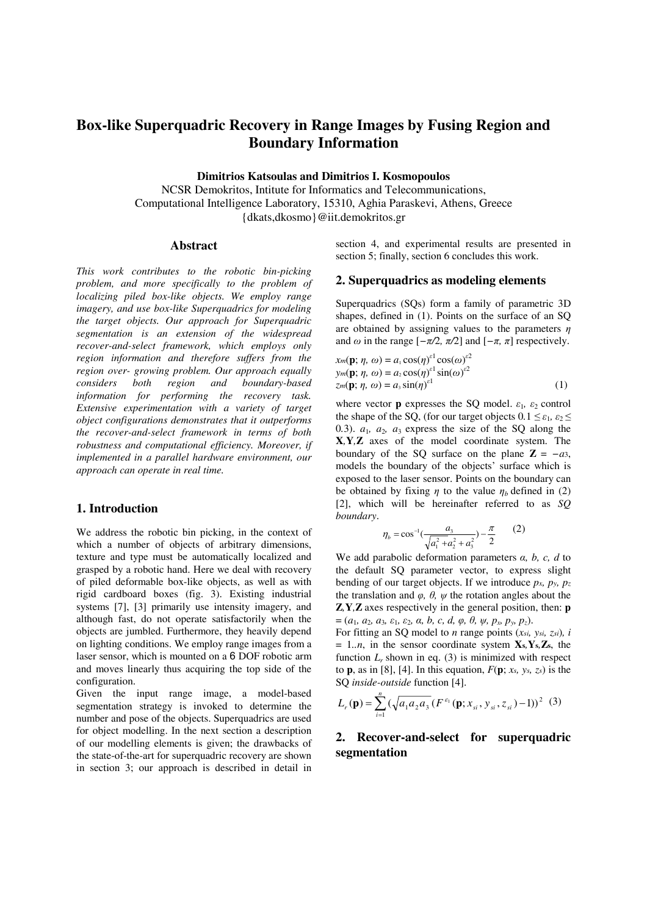# Box-like Superquadric Recovery in Range Images by Fusing Region and Boundary Information

**Dimitrios Katsoulas and Dimitrios I. Kosmopoulos**

NCSR Demokritos, Intitute for Informatics and Telecommunications,
Computational Intelligence Laboratory, 15310, Aghia Paraskevi, Athens, Greece
{dkats,dkosmo}@iit.demokritos.gr

## Abstract

*This work contributes to the robotic bin-picking problem, and more specifically to the problem of localizing piled box-like objects. We employ range imagery, and use box-like Superquadrics for modeling the target objects. Our approach for Superquadric segmentation is an extension of the widespread recover-and-select framework, which employs only region information and therefore suffers from the region over- growing problem. Our approach equally considers both region and boundary-based information for performing the recovery task. Extensive experimentation with a variety of target object configurations demonstrates that it outperforms the recover-and-select framework in terms of both robustness and computational efficiency. Moreover, if implemented in a parallel hardware environment, our approach can operate in real time.*

## 1. Introduction

We address the robotic bin picking, in the context of which a number of objects of arbitrary dimensions, texture and type must be automatically localized and grasped by a robotic hand. Here we deal with recovery of piled deformable box-like objects, as well as with rigid cardboard boxes (fig. 3). Existing industrial systems [7], [3] primarily use intensity imagery, and although fast, do not operate satisfactorily when the objects are jumbled. Furthermore, they heavily depend on lighting conditions. We employ range images from a laser sensor, which is mounted on a 6 DOF robotic arm and moves linearly thus acquiring the top side of the configuration.

Given the input range image, a model-based segmentation strategy is invoked to determine the number and pose of the objects. Superquadrics are used for object modelling. In the next section a description of our modelling elements is given; the drawbacks of the state-of-the-art for superquadric recovery are shown in section 3; our approach is described in detail in section 4, and experimental results are presented in section 5; finally, section 6 concludes this work.

## 2. Superquadrics as modeling elements

Superquadrics (SQs) form a family of parametric 3D shapes, defined in (1). Points on the surface of an SQ are obtained by assigning values to the parameters $\eta$ and $\omega$ in the range $[-\pi/2, \pi/2]$ and $[-\pi, \pi]$ respectively.

$$
\begin{aligned}
x_m(\mathbf{p}; \eta, \omega) &= a_1 \cos(\eta)^{\varepsilon 1} \cos(\omega)^{\varepsilon 2} \\
y_m(\mathbf{p}; \eta, \omega) &= a_2 \cos(\eta)^{\varepsilon 1} \sin(\omega)^{\varepsilon 2} \\
z_m(\mathbf{p}; \eta, \omega) &= a_3 \sin(\eta)^{\varepsilon 1}
\end{aligned}
\tag{1}
$$

where vector $\mathbf{p}$ expresses the SQ model. $\varepsilon_1$, $\varepsilon_2$ control the shape of the SQ, (for our target objects $0.1 \le \varepsilon_1, \varepsilon_2 \le 0.3$). $a_1$, $a_2$, $a_3$ express the size of the SQ along the $\mathbf{X}, \mathbf{Y}, \mathbf{Z}$ axes of the model coordinate system. The boundary of the SQ surface on the plane $\mathbf{Z} = -a_3$, models the boundary of the objects' surface which is exposed to the laser sensor. Points on the boundary can be obtained by fixing $\eta$ to the value $\eta_b$ defined in (2) [2], which will be hereinafter referred to as *SQ boundary*.

$$
\eta_b = \cos^{-1}\left(\frac{a_3}{\sqrt{a_1^2 + a_2^2 + a_3^2}}\right) - \frac{\pi}{2} \tag{2}
$$

We add parabolic deformation parameters $\alpha$, $b$, $c$, $d$ to the default SQ parameter vector, to express slight bending of our target objects. If we introduce $p_x$, $p_y$, $p_z$ the translation and $\varphi$, $\theta$, $\psi$ the rotation angles about the $\mathbf{Z}, \mathbf{Y}, \mathbf{Z}$ axes respectively in the general position, then: $\mathbf{p} = (a_1, a_2, a_3, \varepsilon_1, \varepsilon_2, \alpha, b, c, d, \varphi, \theta, \psi, p_x, p_y, p_z)$.

For fitting an SQ model to $n$ range points $(x_{si}, y_{si}, z_{si})$, $i = 1..n$, in the sensor coordinate system $\mathbf{X_s}, \mathbf{Y_s}, \mathbf{Z_s}$, the function $L_r$ shown in eq. (3) is minimized with respect to $\mathbf{p}$, as in [8], [4]. In this equation, $F(\mathbf{p}; x_s, y_s, z_s)$ is the SQ *inside-outside* function [4].

$$
L_r(\mathbf{p}) = \sum_{i=1}^{n} \left(\sqrt{a_1 a_2 a_3}\,(F^{\varepsilon_1}(\mathbf{p}; x_{si}, y_{si}, z_{si}) - 1)\right)^2 \tag{3}
$$

## 2. Recover-and-select for superquadric segmentation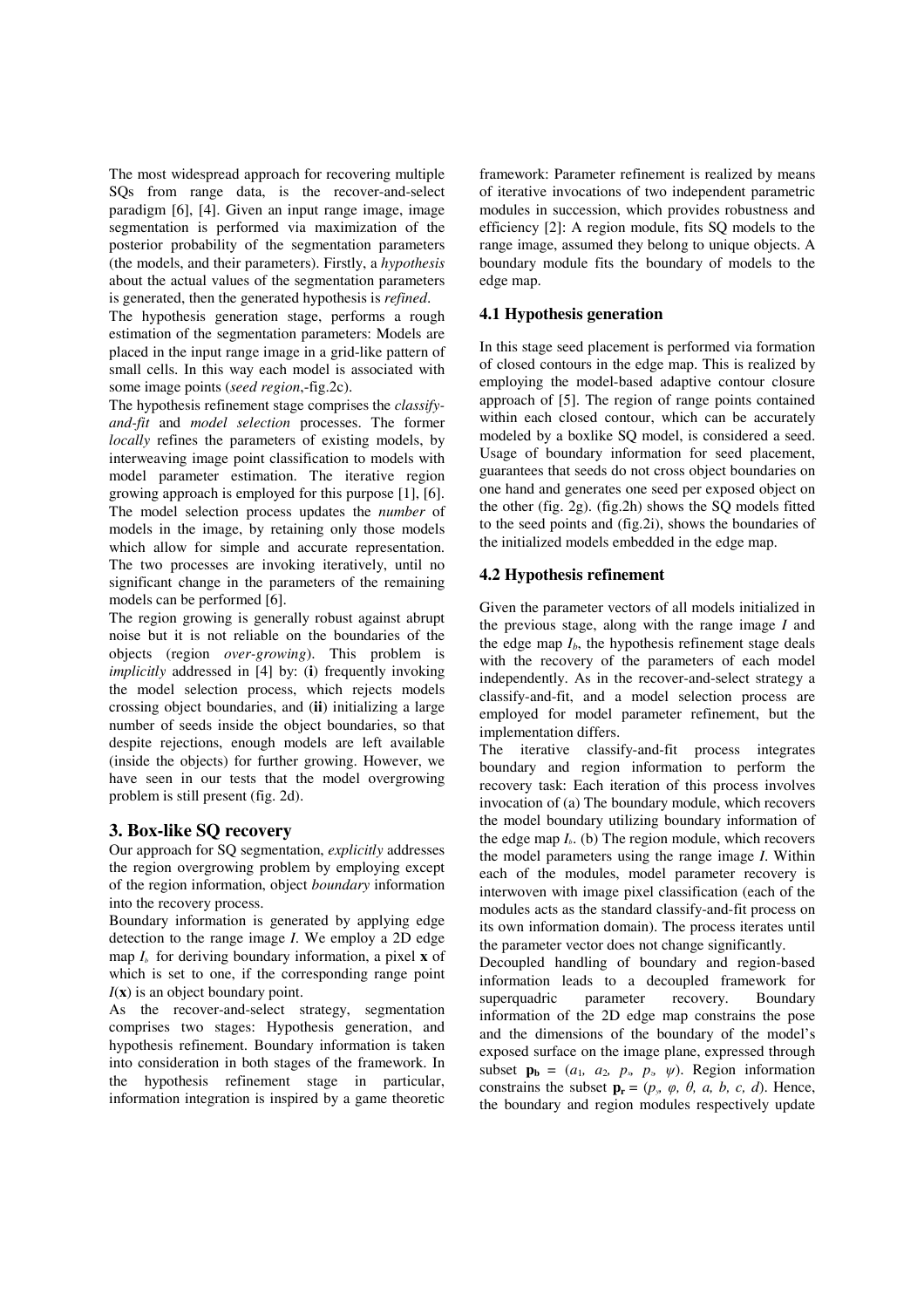The most widespread approach for recovering multiple SQs from range data, is the recover-and-select paradigm [6], [4]. Given an input range image, image segmentation is performed via maximization of the posterior probability of the segmentation parameters (the models, and their parameters). Firstly, a *hypothesis* about the actual values of the segmentation parameters is generated, then the generated hypothesis is *refined*.

The hypothesis generation stage, performs a rough estimation of the segmentation parameters: Models are placed in the input range image in a grid-like pattern of small cells. In this way each model is associated with some image points (*seed region*,-fig.2c).

The hypothesis refinement stage comprises the *classify-and-fit* and *model selection* processes. The former *locally* refines the parameters of existing models, by interweaving image point classification to models with model parameter estimation. The iterative region growing approach is employed for this purpose [1], [6]. The model selection process updates the *number* of models in the image, by retaining only those models which allow for simple and accurate representation. The two processes are invoking iteratively, until no significant change in the parameters of the remaining models can be performed [6].

The region growing is generally robust against abrupt noise but it is not reliable on the boundaries of the objects (region *over-growing*). This problem is *implicitly* addressed in [4] by: (**i**) frequently invoking the model selection process, which rejects models crossing object boundaries, and (**ii**) initializing a large number of seeds inside the object boundaries, so that despite rejections, enough models are left available (inside the objects) for further growing. However, we have seen in our tests that the model overgrowing problem is still present (fig. 2d).

## 3. Box-like SQ recovery

Our approach for SQ segmentation, *explicitly* addresses the region overgrowing problem by employing except of the region information, object *boundary* information into the recovery process.

Boundary information is generated by applying edge detection to the range image $I$. We employ a 2D edge map $I_b$ for deriving boundary information, a pixel $\mathbf{x}$ of which is set to one, if the corresponding range point $I(\mathbf{x})$ is an object boundary point.

As the recover-and-select strategy, segmentation comprises two stages: Hypothesis generation, and hypothesis refinement. Boundary information is taken into consideration in both stages of the framework. In the hypothesis refinement stage in particular, information integration is inspired by a game theoretic framework: Parameter refinement is realized by means of iterative invocations of two independent parametric modules in succession, which provides robustness and efficiency [2]: A region module, fits SQ models to the range image, assumed they belong to unique objects. A boundary module fits the boundary of models to the edge map.

### 4.1 Hypothesis generation

In this stage seed placement is performed via formation of closed contours in the edge map. This is realized by employing the model-based adaptive contour closure approach of [5]. The region of range points contained within each closed contour, which can be accurately modeled by a boxlike SQ model, is considered a seed. Usage of boundary information for seed placement, guarantees that seeds do not cross object boundaries on one hand and generates one seed per exposed object on the other (fig. 2g). (fig.2h) shows the SQ models fitted to the seed points and (fig.2i), shows the boundaries of the initialized models embedded in the edge map.

### 4.2 Hypothesis refinement

Given the parameter vectors of all models initialized in the previous stage, along with the range image $I$ and the edge map $I_b$, the hypothesis refinement stage deals with the recovery of the parameters of each model independently. As in the recover-and-select strategy a classify-and-fit, and a model selection process are employed for model parameter refinement, but the implementation differs.

The iterative classify-and-fit process integrates boundary and region information to perform the recovery task: Each iteration of this process involves invocation of (a) The boundary module, which recovers the model boundary utilizing boundary information of the edge map $I_b$. (b) The region module, which recovers the model parameters using the range image $I$. Within each of the modules, model parameter recovery is interwoven with image pixel classification (each of the modules acts as the standard classify-and-fit process on its own information domain). The process iterates until the parameter vector does not change significantly.

Decoupled handling of boundary and region-based information leads to a decoupled framework for superquadric parameter recovery. Boundary information of the 2D edge map constrains the pose and the dimensions of the boundary of the model's exposed surface on the image plane, expressed through subset $\mathbf{p_b} = (a_1,\ a_2,\ p_x,\ p_y,\ \psi)$. Region information constrains the subset $\mathbf{p_r} = (p_z,\ \varphi,\ \theta,\ a,\ b,\ c,\ d)$. Hence, the boundary and region modules respectively update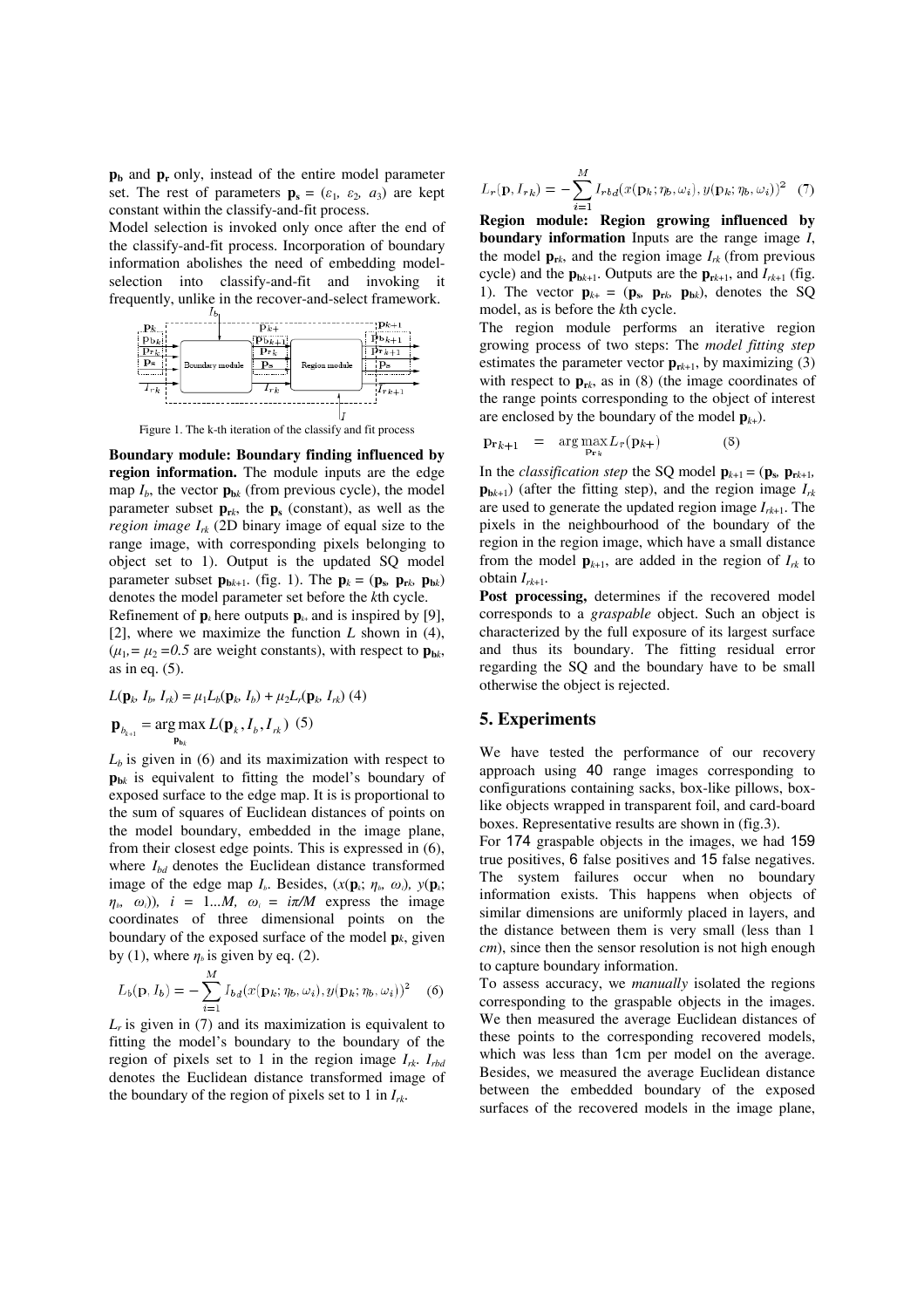$\mathbf{p_b}$ and $\mathbf{p_r}$ only, instead of the entire model parameter set. The rest of parameters $\mathbf{p_s} = (\varepsilon_1, \varepsilon_2, a_3)$ are kept constant within the classify-and-fit process.

Model selection is invoked only once after the end of the classify-and-fit process. Incorporation of boundary information abolishes the need of embedding model-selection into classify-and-fit and invoking it frequently, unlike in the recover-and-select framework.

$I_b$

$\mathbf{p}_k$ $\mathbf{p}_{k+}$ $\mathbf{p}_{k+1}$
$\mathbf{p}_{\mathbf{b}k}$ $\mathbf{p}_{\mathbf{b}k+1}$ $\mathbf{p}_{\mathbf{b}k+1}$
$\mathbf{p}_{\mathbf{r}k}$ $\mathbf{p}_{\mathbf{r}k}$ $\mathbf{p}_{\mathbf{r}k+1}$
$\mathbf{p_s}$ Boundary module $\mathbf{p_s}$ Region module $\mathbf{p_s}$
$I_{rk}$ $I_{rk}$ $I_{rk+1}$

$I$

Figure 1. The k-th iteration of the classify and fit process

**Boundary module: Boundary finding influenced by region information.** The module inputs are the edge map $I_b$, the vector $\mathbf{p}_{\mathbf{b}k}$ (from previous cycle), the model parameter subset $\mathbf{p}_{\mathbf{r}k}$, the $\mathbf{p_s}$ (constant), as well as the *region image* $I_{rk}$ (2D binary image of equal size to the range image, with corresponding pixels belonging to object set to 1). Output is the updated SQ model parameter subset $\mathbf{p}_{\mathbf{b}k+1}$. (fig. 1). The $\mathbf{p}_k = (\mathbf{p_s}, \mathbf{p}_{\mathbf{r}k}, \mathbf{p}_{\mathbf{b}k})$ denotes the model parameter set before the $k$th cycle.

Refinement of $\mathbf{p}_k$ here outputs $\mathbf{p}_{k+}$ and is inspired by [9], [2], where we maximize the function $L$ shown in (4), ($\mu_1 = \mu_2 = 0.5$ are weight constants), with respect to $\mathbf{p}_{\mathbf{b}k}$, as in eq. (5).

$$L(\mathbf{p}_k, I_b, I_{rk}) = \mu_1 L_b(\mathbf{p}_k, I_b) + \mu_2 L_r(\mathbf{p}_k, I_{rk}) \quad (4)$$

$$\mathbf{p}_{b_{k+1}} = \arg\max_{\mathbf{p}_{\mathbf{b}_k}} L(\mathbf{p}_k, I_b, I_{rk}) \quad (5)$$

$L_b$ is given in (6) and its maximization with respect to $\mathbf{p}_{\mathbf{b}k}$ is equivalent to fitting the model's boundary of exposed surface to the edge map. It is is proportional to the sum of squares of Euclidean distances of points on the model boundary, embedded in the image plane, from their closest edge points. This is expressed in (6), where $I_{bd}$ denotes the Euclidean distance transformed image of the edge map $I_b$. Besides, $(x(\mathbf{p}_k; \eta_b, \omega_i), y(\mathbf{p}_k; \eta_b, \omega_i))$, $i = 1...M$, $\omega_i = i\pi/M$ express the image coordinates of three dimensional points on the boundary of the exposed surface of the model $\mathbf{p}_k$, given by (1), where $\eta_b$ is given by eq. (2).

$$L_b(\mathbf{p}, I_b) = -\sum_{i=1}^{M} I_{bd}(x(\mathbf{p}_k; \eta_b, \omega_i), y(\mathbf{p}_k; \eta_b, \omega_i))^2 \quad (6)$$

$L_r$ is given in (7) and its maximization is equivalent to fitting the model's boundary to the boundary of the region of pixels set to 1 in the region image $I_{rk}$. $I_{rbd}$ denotes the Euclidean distance transformed image of the boundary of the region of pixels set to 1 in $I_{rk}$.

$$L_r(\mathbf{p}, I_{rk}) = -\sum_{i=1}^{M} I_{rbd}(x(\mathbf{p}_k; \eta_b, \omega_i), y(\mathbf{p}_k; \eta_b, \omega_i))^2 \quad (7)$$

**Region module: Region growing influenced by boundary information** Inputs are the range image $I$, the model $\mathbf{p}_{\mathbf{r}k}$, and the region image $I_{rk}$ (from previous cycle) and the $\mathbf{p}_{\mathbf{b}k+1}$. Outputs are the $\mathbf{p}_{\mathbf{r}k+1}$, and $I_{rk+1}$ (fig. 1). The vector $\mathbf{p}_{k+} = (\mathbf{p_s}, \mathbf{p}_{\mathbf{r}k}, \mathbf{p}_{\mathbf{b}k})$, denotes the SQ model, as is before the $k$th cycle.

The region module performs an iterative region growing process of two steps: The *model fitting step* estimates the parameter vector $\mathbf{p}_{\mathbf{r}k+1}$, by maximizing (3) with respect to $\mathbf{p}_{\mathbf{r}k}$, as in (8) (the image coordinates of the range points corresponding to the object of interest are enclosed by the boundary of the model $\mathbf{p}_{k+}$).

$$\mathbf{p}_{\mathbf{r}k+1} = \arg\max_{\mathbf{p}_{\mathbf{r}k}} L_r(\mathbf{p}_{k+}) \quad (8)$$

In the *classification step* the SQ model $\mathbf{p}_{k+1} = (\mathbf{p_s}, \mathbf{p}_{\mathbf{r}k+1}, \mathbf{p}_{\mathbf{b}k+1})$ (after the fitting step), and the region image $I_{rk}$ are used to generate the updated region image $I_{rk+1}$. The pixels in the neighbourhood of the boundary of the region in the region image, which have a small distance from the model $\mathbf{p}_{k+1}$, are added in the region of $I_{rk}$ to obtain $I_{rk+1}$.

**Post processing,** determines if the recovered model corresponds to a *graspable* object. Such an object is characterized by the full exposure of its largest surface and thus its boundary. The fitting residual error regarding the SQ and the boundary have to be small otherwise the object is rejected.

## 5. Experiments

We have tested the performance of our recovery approach using 40 range images corresponding to configurations containing sacks, box-like pillows, box-like objects wrapped in transparent foil, and card-board boxes. Representative results are shown in (fig.3).

For 174 graspable objects in the images, we had 159 true positives, 6 false positives and 15 false negatives. The system failures occur when no boundary information exists. This happens when objects of similar dimensions are uniformly placed in layers, and the distance between them is very small (less than 1 *cm*), since then the sensor resolution is not high enough to capture boundary information.

To assess accuracy, we *manually* isolated the regions corresponding to the graspable objects in the images. We then measured the average Euclidean distances of these points to the corresponding recovered models, which was less than 1cm per model on the average. Besides, we measured the average Euclidean distance between the embedded boundary of the exposed surfaces of the recovered models in the image plane,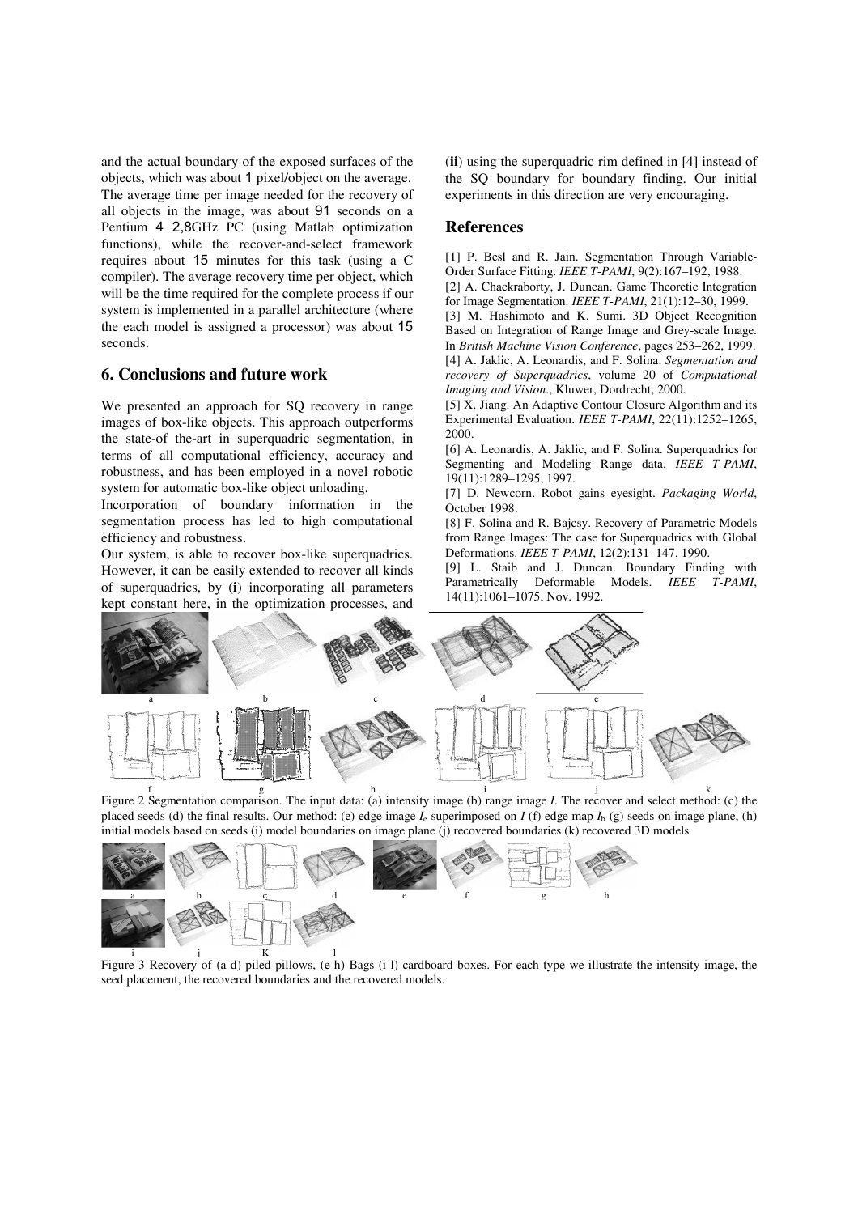and the actual boundary of the exposed surfaces of the objects, which was about 1 pixel/object on the average. The average time per image needed for the recovery of all objects in the image, was about 91 seconds on a Pentium 4 2,8GHz PC (using Matlab optimization functions), while the recover-and-select framework requires about 15 minutes for this task (using a C compiler). The average recovery time per object, which will be the time required for the complete process if our system is implemented in a parallel architecture (where the each model is assigned a processor) was about 15 seconds.

## 6. Conclusions and future work

We presented an approach for SQ recovery in range images of box-like objects. This approach outperforms the state-of the-art in superquadric segmentation, in terms of all computational efficiency, accuracy and robustness, and has been employed in a novel robotic system for automatic box-like object unloading.

Incorporation of boundary information in the segmentation process has led to high computational efficiency and robustness.

Our system, is able to recover box-like superquadrics. However, it can be easily extended to recover all kinds of superquadrics, by (**i**) incorporating all parameters kept constant here, in the optimization processes, and (**ii**) using the superquadric rim defined in [4] instead of the SQ boundary for boundary finding. Our initial experiments in this direction are very encouraging.

## References

[1] P. Besl and R. Jain. Segmentation Through Variable-Order Surface Fitting. *IEEE T-PAMI*, 9(2):167–192, 1988.

[2] A. Chackraborty, J. Duncan. Game Theoretic Integration for Image Segmentation. *IEEE T-PAMI*, 21(1):12–30, 1999.

[3] M. Hashimoto and K. Sumi. 3D Object Recognition Based on Integration of Range Image and Grey-scale Image. In *British Machine Vision Conference*, pages 253–262, 1999.

[4] A. Jaklic, A. Leonardis, and F. Solina. *Segmentation and recovery of Superquadrics*, volume 20 of *Computational Imaging and Vision*., Kluwer, Dordrecht, 2000.

[5] X. Jiang. An Adaptive Contour Closure Algorithm and its Experimental Evaluation. *IEEE T-PAMI*, 22(11):1252–1265, 2000.

[6] A. Leonardis, A. Jaklic, and F. Solina. Superquadrics for Segmenting and Modeling Range data. *IEEE T-PAMI*, 19(11):1289–1295, 1997.

[7] D. Newcorn. Robot gains eyesight. *Packaging World*, October 1998.

[8] F. Solina and R. Bajcsy. Recovery of Parametric Models from Range Images: The case for Superquadrics with Global Deformations. *IEEE T-PAMI*, 12(2):131–147, 1990.

[9] L. Staib and J. Duncan. Boundary Finding with Parametrically Deformable Models. *IEEE T-PAMI*, 14(11):1061–1075, Nov. 1992.

a b c d e

f g h i j k

Figure 2 Segmentation comparison. The input data: (a) intensity image (b) range image *I*. The recover and select method: (c) the placed seeds (d) the final results. Our method: (e) edge image $I_e$ superimposed on *I* (f) edge map $I_b$ (g) seeds on image plane, (h) initial models based on seeds (i) model boundaries on image plane (j) recovered boundaries (k) recovered 3D models

a b c d e f g h

i j K l

Figure 3 Recovery of (a-d) piled pillows, (e-h) Bags (i-l) cardboard boxes. For each type we illustrate the intensity image, the seed placement, the recovered boundaries and the recovered models.